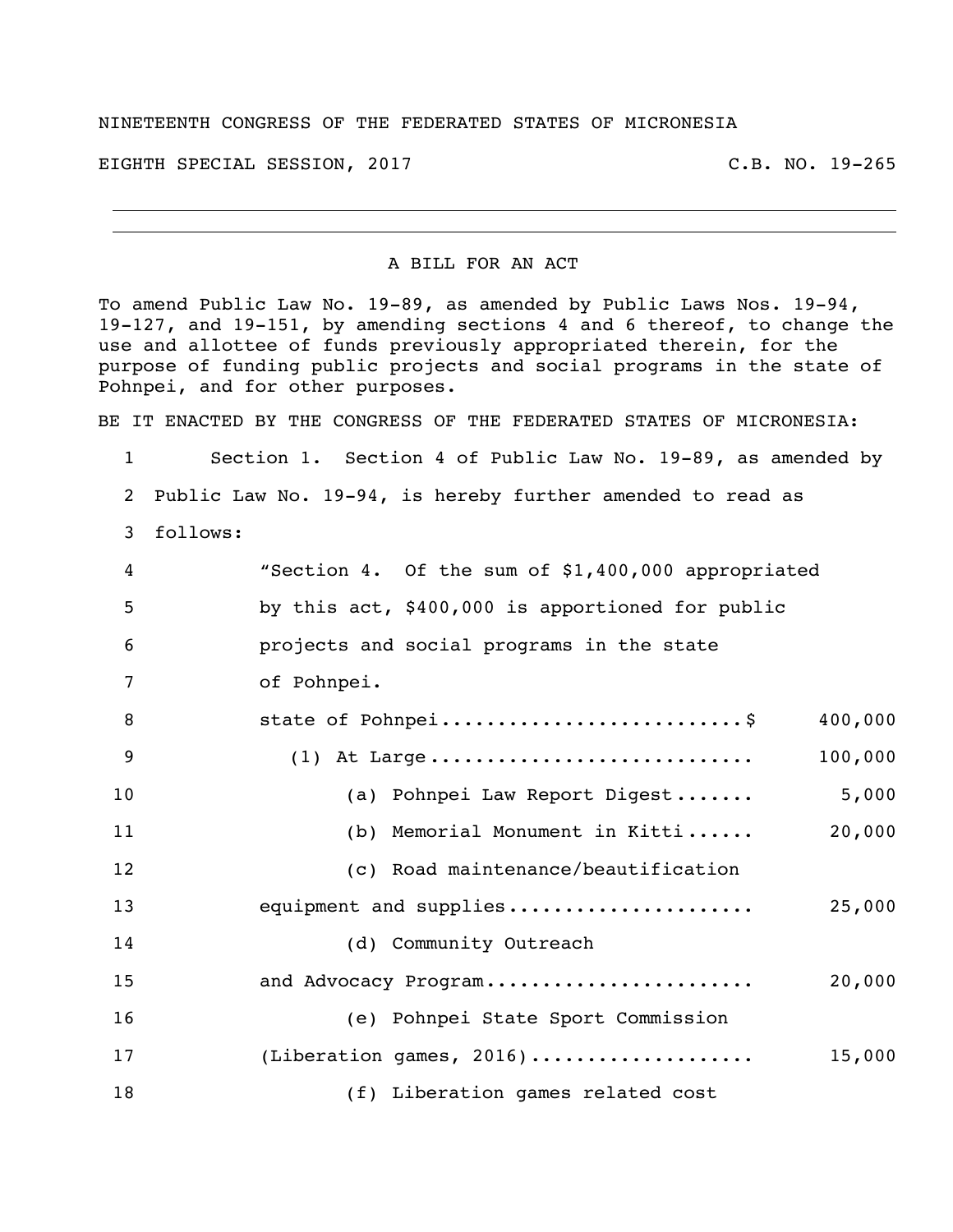NINETEENTH CONGRESS OF THE FEDERATED STATES OF MICRONESIA

EIGHTH SPECIAL SESSION, 2017 C.B. NO. 19-265

---

A BILL FOR AN ACT

To amend Public Law No. 19-89, as amended by Public Laws Nos. 19-94, 19-127, and 19-151, by amending sections 4 and 6 thereof, to change the use and allottee of funds previously appropriated therein, for the purpose of funding public projects and social programs in the state of Pohnpei, and for other purposes.

BE IT ENACTED BY THE CONGRESS OF THE FEDERATED STATES OF MICRONESIA:

1 Section 1. Section 4 of Public Law No. 19-89, as amended by
2 Public Law No. 19-94, is hereby further amended to read as
3 follows:

4 "Section 4. Of the sum of $1,400,000 appropriated
5 by this act, $400,000 is apportioned for public
6 projects and social programs in the state
7 of Pohnpei.

8 state of Pohnpei............................$ 400,000
9 (1) At Large............................ 100,000
10 (a) Pohnpei Law Report Digest....... 5,000
11 (b) Memorial Monument in Kitti...... 20,000
12 (c) Road maintenance/beautification
13 equipment and supplies...................... 25,000
14 (d) Community Outreach
15 and Advocacy Program........................ 20,000
16 (e) Pohnpei State Sport Commission
17 (Liberation games, 2016).................... 15,000
18 (f) Liberation games related cost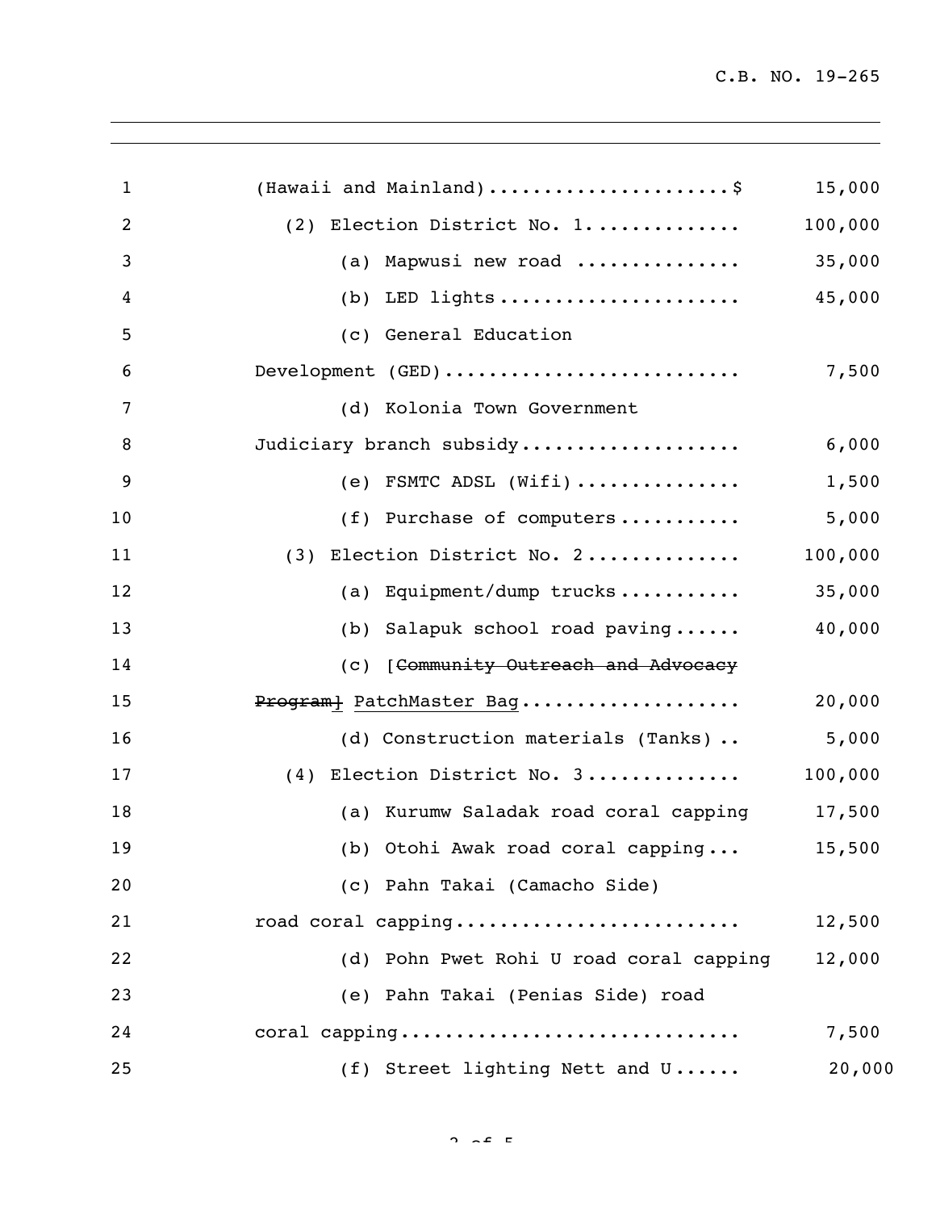(Hawaii and Mainland).....................$ 15,000

(2) Election District No. 1............. 100,000

(a) Mapwusi new road .............. 35,000

(b) LED lights..................... 45,000

(c) General Education Development (GED).......................... 7,500

(d) Kolonia Town Government Judiciary branch subsidy................... 6,000

(e) FSMTC ADSL (Wifi)............... 1,500

(f) Purchase of computers........... 5,000

(3) Election District No. 2............. 100,000

(a) Equipment/dump trucks........... 35,000

(b) Salapuk school road paving...... 40,000

(c) [~~Community Outreach and Advocacy Program~~] <u>PatchMaster Bag</u>................... 20,000

(d) Construction materials (Tanks) .. 5,000

(4) Election District No. 3............. 100,000

(a) Kurumw Saladak road coral capping 17,500

(b) Otohi Awak road coral capping... 15,500

(c) Pahn Takai (Camacho Side) road coral capping......................... 12,500

(d) Pohn Pwet Rohi U road coral capping 12,000

(e) Pahn Takai (Penias Side) road coral capping............................. 7,500

(f) Street lighting Nett and U...... 20,000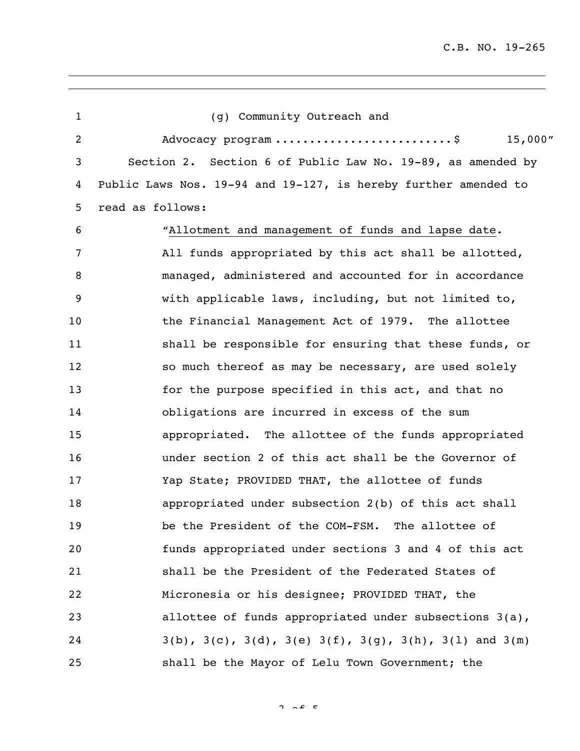(g) Community Outreach and Advocacy program .........................$ 15,000"

Section 2. Section 6 of Public Law No. 19-89, as amended by Public Laws Nos. 19-94 and 19-127, is hereby further amended to read as follows:

"Allotment and management of funds and lapse date. All funds appropriated by this act shall be allotted, managed, administered and accounted for in accordance with applicable laws, including, but not limited to, the Financial Management Act of 1979. The allottee shall be responsible for ensuring that these funds, or so much thereof as may be necessary, are used solely for the purpose specified in this act, and that no obligations are incurred in excess of the sum appropriated. The allottee of the funds appropriated under section 2 of this act shall be the Governor of Yap State; PROVIDED THAT, the allottee of funds appropriated under subsection 2(b) of this act shall be the President of the COM-FSM. The allottee of funds appropriated under sections 3 and 4 of this act shall be the President of the Federated States of Micronesia or his designee; PROVIDED THAT, the allottee of funds appropriated under subsections 3(a), 3(b), 3(c), 3(d), 3(e) 3(f), 3(g), 3(h), 3(l) and 3(m) shall be the Mayor of Lelu Town Government; the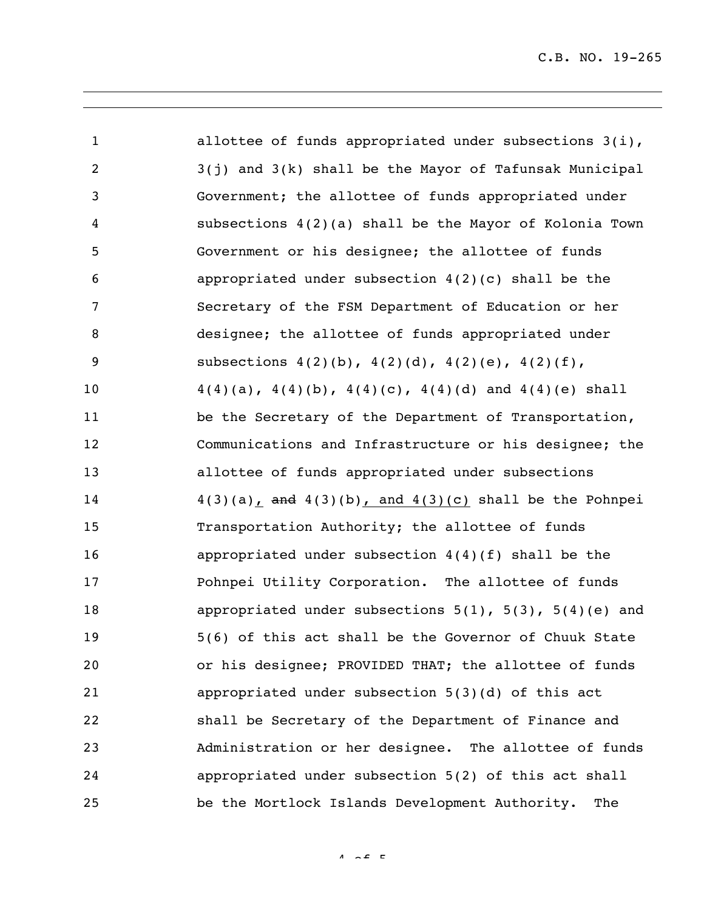allottee of funds appropriated under subsections 3(i), 3(j) and 3(k) shall be the Mayor of Tafunsak Municipal Government; the allottee of funds appropriated under subsections 4(2)(a) shall be the Mayor of Kolonia Town Government or his designee; the allottee of funds appropriated under subsection 4(2)(c) shall be the Secretary of the FSM Department of Education or her designee; the allottee of funds appropriated under subsections 4(2)(b), 4(2)(d), 4(2)(e), 4(2)(f), 4(4)(a), 4(4)(b), 4(4)(c), 4(4)(d) and 4(4)(e) shall be the Secretary of the Department of Transportation, Communications and Infrastructure or his designee; the allottee of funds appropriated under subsections 4(3)(a)<u>,</u> ~~and~~ 4(3)(b)<u>, and 4(3)(c)</u> shall be the Pohnpei Transportation Authority; the allottee of funds appropriated under subsection 4(4)(f) shall be the Pohnpei Utility Corporation. The allottee of funds appropriated under subsections 5(1), 5(3), 5(4)(e) and 5(6) of this act shall be the Governor of Chuuk State or his designee; PROVIDED THAT; the allottee of funds appropriated under subsection 5(3)(d) of this act shall be Secretary of the Department of Finance and Administration or her designee. The allottee of funds appropriated under subsection 5(2) of this act shall be the Mortlock Islands Development Authority. The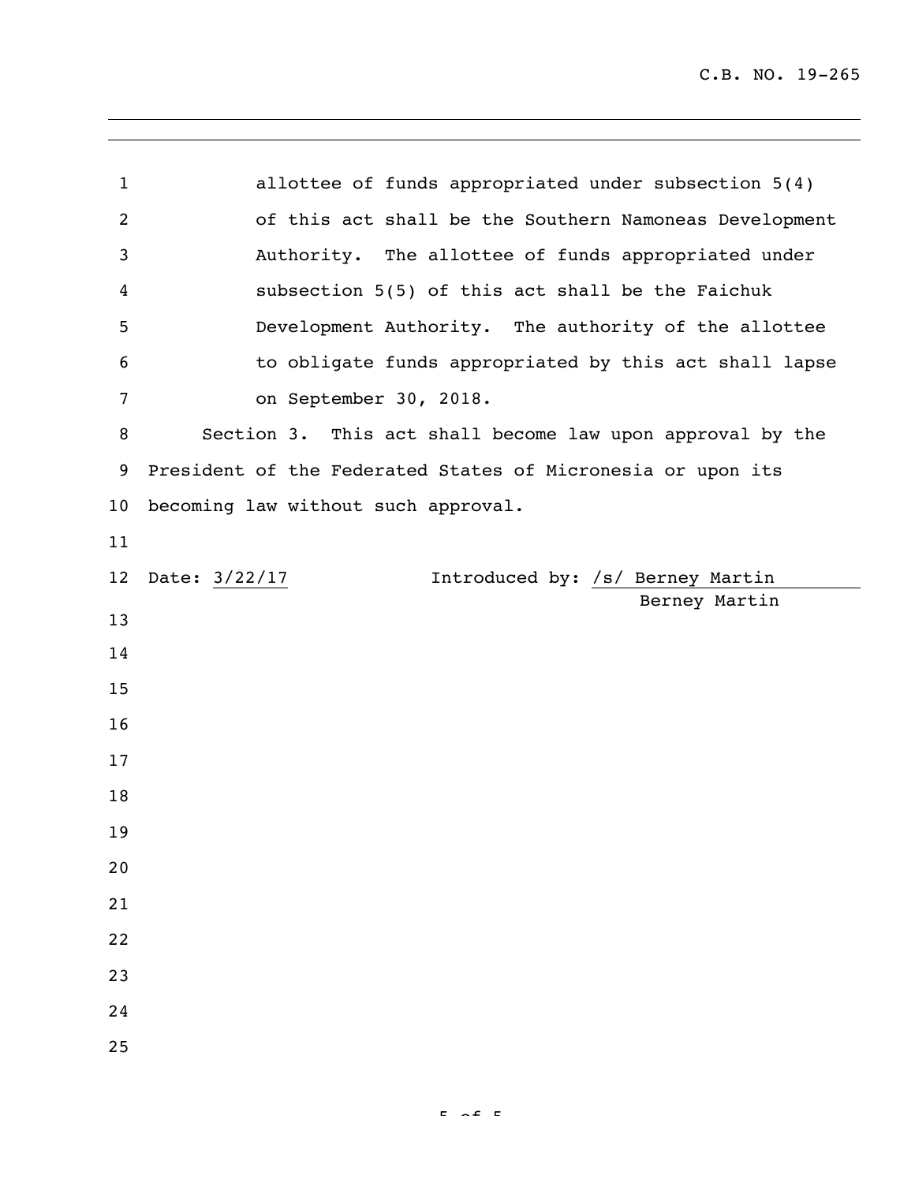allottee of funds appropriated under subsection 5(4) of this act shall be the Southern Namoneas Development Authority. The allottee of funds appropriated under subsection 5(5) of this act shall be the Faichuk Development Authority. The authority of the allottee to obligate funds appropriated by this act shall lapse on September 30, 2018.

Section 3. This act shall become law upon approval by the President of the Federated States of Micronesia or upon its becoming law without such approval.

Date: 3/22/17

Introduced by: /s/ Berney Martin
Berney Martin